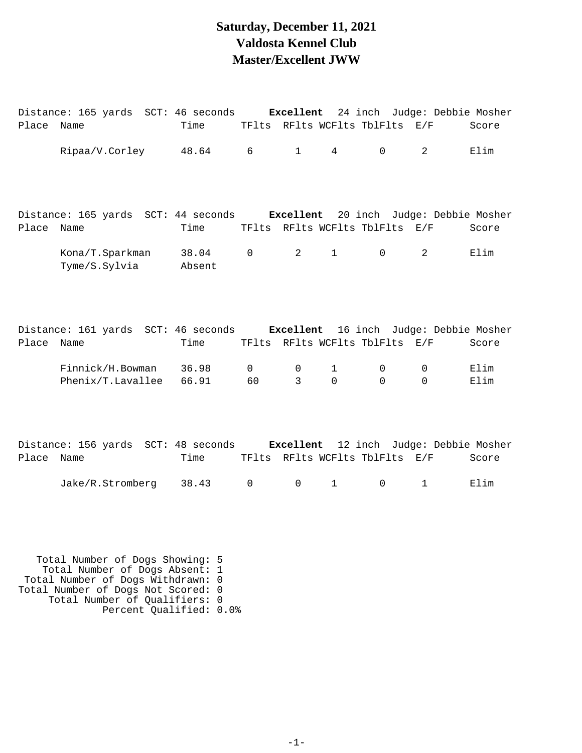# Saturday, December 11, 2021
# Valdosta Kennel Club
# Master/Excellent JWW

Distance: 165 yards SCT: 46 seconds **Excellent** 24 inch Judge: Debbie Mosher

| Place | Name | Time | TFlts | RFlts | WCFlts | TblFlts | E/F | Score |
|---|---|---|---|---|---|---|---|---|
| | Ripaa/V.Corley | 48.64 | 6 | 1 | 4 | 0 | 2 | Elim |

Distance: 165 yards SCT: 44 seconds **Excellent** 20 inch Judge: Debbie Mosher

| Place | Name | Time | TFlts | RFlts | WCFlts | TblFlts | E/F | Score |
|---|---|---|---|---|---|---|---|---|
| | Kona/T.Sparkman | 38.04 | 0 | 2 | 1 | 0 | 2 | Elim |
| | Tyme/S.Sylvia | Absent | | | | | | |

Distance: 161 yards SCT: 46 seconds **Excellent** 16 inch Judge: Debbie Mosher

| Place | Name | Time | TFlts | RFlts | WCFlts | TblFlts | E/F | Score |
|---|---|---|---|---|---|---|---|---|
| | Finnick/H.Bowman | 36.98 | 0 | 0 | 1 | 0 | 0 | Elim |
| | Phenix/T.Lavallee | 66.91 | 60 | 3 | 0 | 0 | 0 | Elim |

Distance: 156 yards SCT: 48 seconds **Excellent** 12 inch Judge: Debbie Mosher

| Place | Name | Time | TFlts | RFlts | WCFlts | TblFlts | E/F | Score |
|---|---|---|---|---|---|---|---|---|
| | Jake/R.Stromberg | 38.43 | 0 | 0 | 1 | 0 | 1 | Elim |

Total Number of Dogs Showing: 5
Total Number of Dogs Absent: 1
Total Number of Dogs Withdrawn: 0
Total Number of Dogs Not Scored: 0
Total Number of Qualifiers: 0
Percent Qualified: 0.0%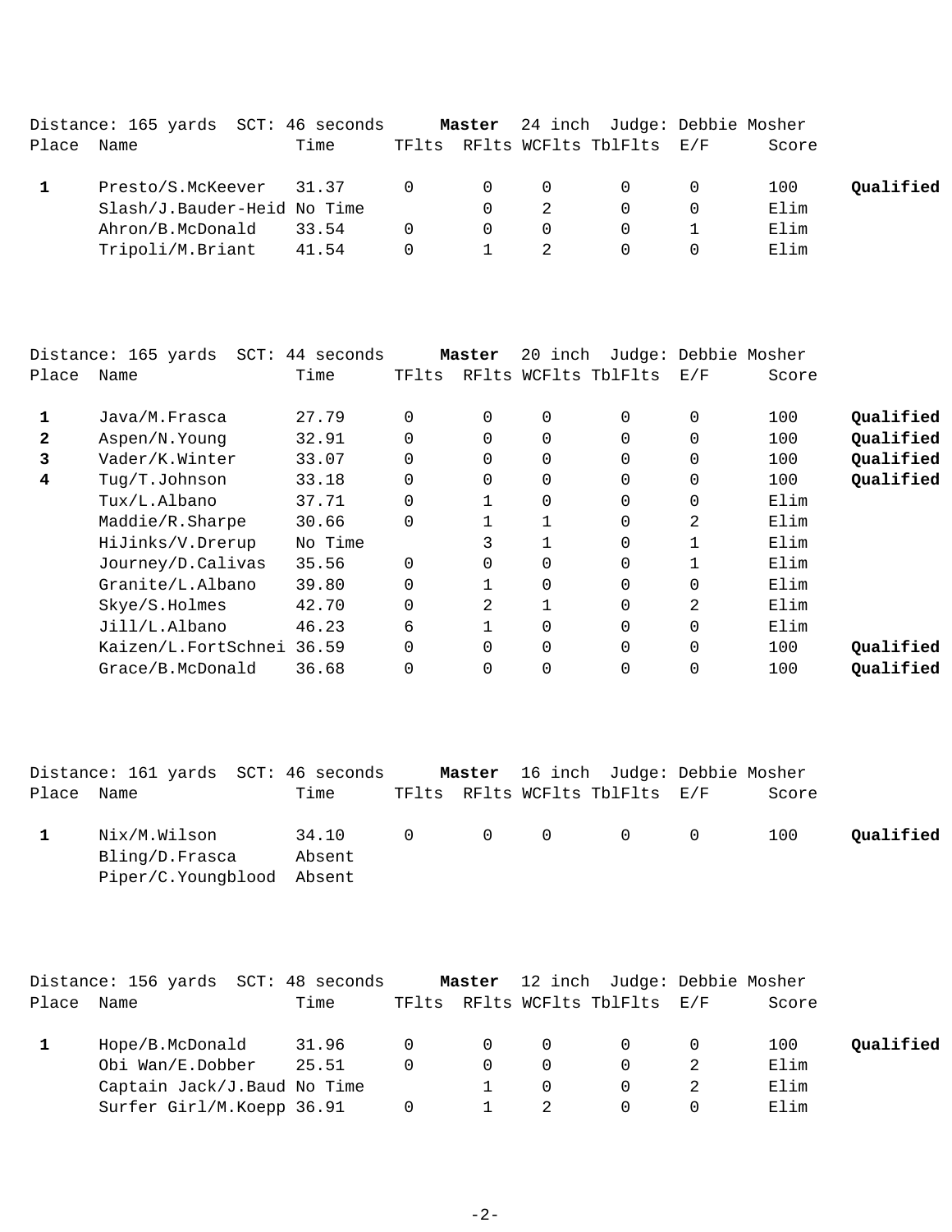Distance: 165 yards SCT: 46 seconds **Master** 24 inch Judge: Debbie Mosher

| Place | Name | Time | TFlts | RFlts | WCFlts | TblFlts | E/F | Score | |
|---|---|---|---|---|---|---|---|---|---|
| **1** | Presto/S.McKeever | 31.37 | 0 | 0 | 0 | 0 | 0 | 100 | **Qualified** |
| | Slash/J.Bauder-Heid | No Time | | 0 | 2 | 0 | 0 | Elim | |
| | Ahron/B.McDonald | 33.54 | 0 | 0 | 0 | 0 | 1 | Elim | |
| | Tripoli/M.Briant | 41.54 | 0 | 1 | 2 | 0 | 0 | Elim | |

Distance: 165 yards SCT: 44 seconds **Master** 20 inch Judge: Debbie Mosher

| Place | Name | Time | TFlts | RFlts | WCFlts | TblFlts | E/F | Score | |
|---|---|---|---|---|---|---|---|---|---|
| **1** | Java/M.Frasca | 27.79 | 0 | 0 | 0 | 0 | 0 | 100 | **Qualified** |
| **2** | Aspen/N.Young | 32.91 | 0 | 0 | 0 | 0 | 0 | 100 | **Qualified** |
| **3** | Vader/K.Winter | 33.07 | 0 | 0 | 0 | 0 | 0 | 100 | **Qualified** |
| **4** | Tug/T.Johnson | 33.18 | 0 | 0 | 0 | 0 | 0 | 100 | **Qualified** |
| | Tux/L.Albano | 37.71 | 0 | 1 | 0 | 0 | 0 | Elim | |
| | Maddie/R.Sharpe | 30.66 | 0 | 1 | 1 | 0 | 2 | Elim | |
| | HiJinks/V.Drerup | No Time | | 3 | 1 | 0 | 1 | Elim | |
| | Journey/D.Calivas | 35.56 | 0 | 0 | 0 | 0 | 1 | Elim | |
| | Granite/L.Albano | 39.80 | 0 | 1 | 0 | 0 | 0 | Elim | |
| | Skye/S.Holmes | 42.70 | 0 | 2 | 1 | 0 | 2 | Elim | |
| | Jill/L.Albano | 46.23 | 6 | 1 | 0 | 0 | 0 | Elim | |
| | Kaizen/L.FortSchnei | 36.59 | 0 | 0 | 0 | 0 | 0 | 100 | **Qualified** |
| | Grace/B.McDonald | 36.68 | 0 | 0 | 0 | 0 | 0 | 100 | **Qualified** |

Distance: 161 yards SCT: 46 seconds **Master** 16 inch Judge: Debbie Mosher

| Place | Name | Time | TFlts | RFlts | WCFlts | TblFlts | E/F | Score | |
|---|---|---|---|---|---|---|---|---|---|
| **1** | Nix/M.Wilson | 34.10 | 0 | 0 | 0 | 0 | 0 | 100 | **Qualified** |
| | Bling/D.Frasca | Absent | | | | | | | |
| | Piper/C.Youngblood | Absent | | | | | | | |

Distance: 156 yards SCT: 48 seconds **Master** 12 inch Judge: Debbie Mosher

| Place | Name | Time | TFlts | RFlts | WCFlts | TblFlts | E/F | Score | |
|---|---|---|---|---|---|---|---|---|---|
| **1** | Hope/B.McDonald | 31.96 | 0 | 0 | 0 | 0 | 0 | 100 | **Qualified** |
| | Obi Wan/E.Dobber | 25.51 | 0 | 0 | 0 | 0 | 2 | Elim | |
| | Captain Jack/J.Baud | No Time | | 1 | 0 | 0 | 2 | Elim | |
| | Surfer Girl/M.Koepp | 36.91 | 0 | 1 | 2 | 0 | 0 | Elim | |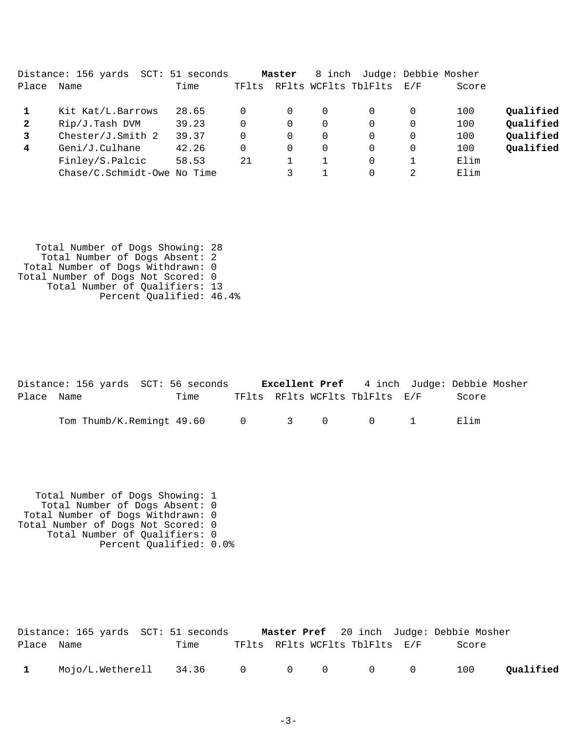Distance: 156 yards  SCT: 51 seconds  **Master**  8 inch  Judge: Debbie Mosher

| Place | Name | Time | TFlts | RFlts | WCFlts | TblFlts | E/F | Score | |
|---|---|---|---|---|---|---|---|---|---|
| **1** | Kit Kat/L.Barrows | 28.65 | 0 | 0 | 0 | 0 | 0 | 100 | **Qualified** |
| **2** | Rip/J.Tash DVM | 39.23 | 0 | 0 | 0 | 0 | 0 | 100 | **Qualified** |
| **3** | Chester/J.Smith 2 | 39.37 | 0 | 0 | 0 | 0 | 0 | 100 | **Qualified** |
| **4** | Geni/J.Culhane | 42.26 | 0 | 0 | 0 | 0 | 0 | 100 | **Qualified** |
| | Finley/S.Palcic | 58.53 | 21 | 1 | 1 | 0 | 1 | Elim | |
| | Chase/C.Schmidt-Owe | No Time | | 3 | 1 | 0 | 2 | Elim | |

Total Number of Dogs Showing: 28
Total Number of Dogs Absent: 2
Total Number of Dogs Withdrawn: 0
Total Number of Dogs Not Scored: 0
Total Number of Qualifiers: 13
Percent Qualified: 46.4%

Distance: 156 yards  SCT: 56 seconds  **Excellent Pref**  4 inch  Judge: Debbie Mosher

| Place | Name | Time | TFlts | RFlts | WCFlts | TblFlts | E/F | Score |
|---|---|---|---|---|---|---|---|---|
| | Tom Thumb/K.Remingt | 49.60 | 0 | 3 | 0 | 0 | 1 | Elim |

Total Number of Dogs Showing: 1
Total Number of Dogs Absent: 0
Total Number of Dogs Withdrawn: 0
Total Number of Dogs Not Scored: 0
Total Number of Qualifiers: 0
Percent Qualified: 0.0%

Distance: 165 yards  SCT: 51 seconds  **Master Pref**  20 inch  Judge: Debbie Mosher

| Place | Name | Time | TFlts | RFlts | WCFlts | TblFlts | E/F | Score | |
|---|---|---|---|---|---|---|---|---|---|
| **1** | Mojo/L.Wetherell | 34.36 | 0 | 0 | 0 | 0 | 0 | 100 | **Qualified** |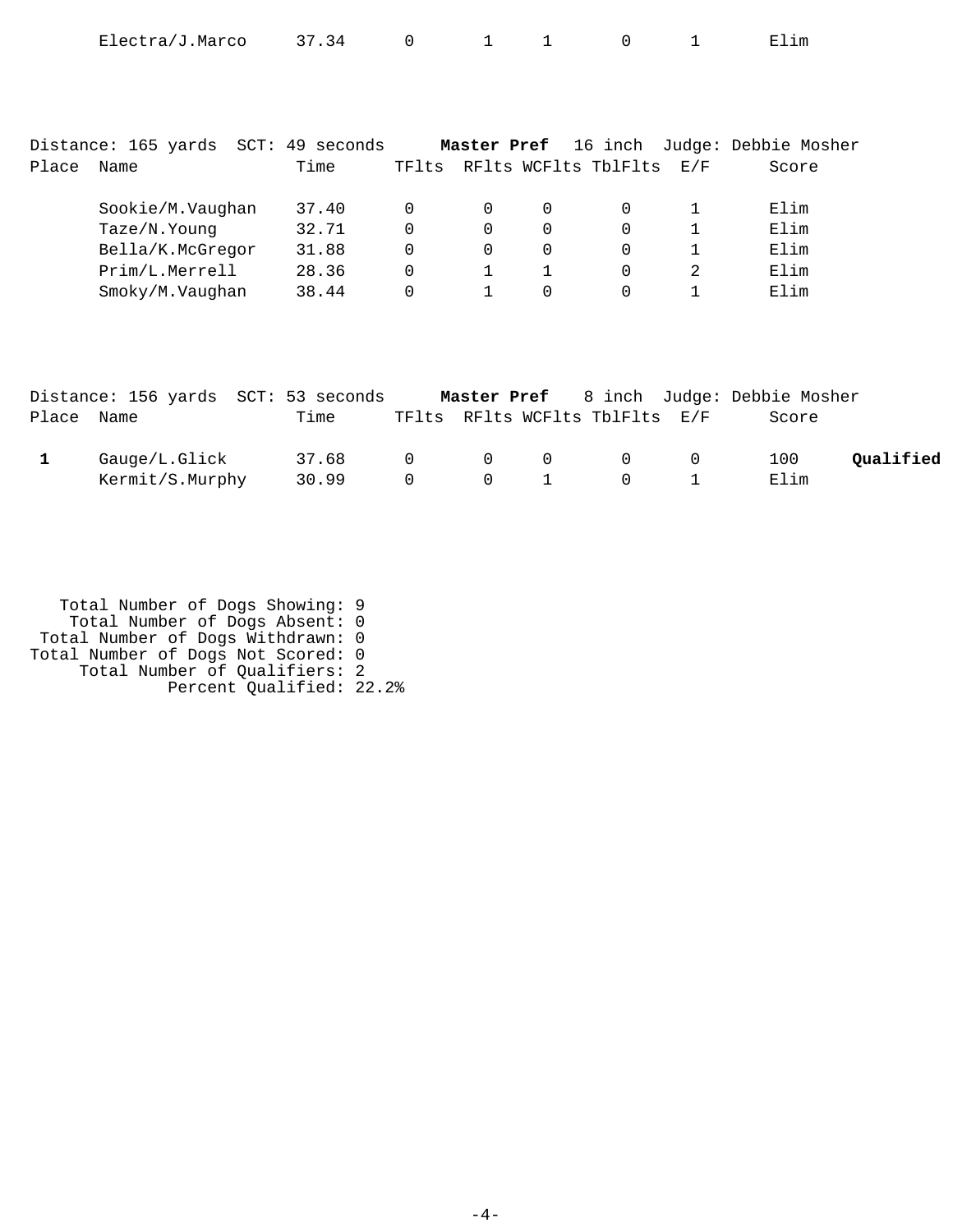| Place | Name | Time | TFlts | RFlts | WCFlts | TblFlts | E/F | Score | |
|---|---|---|---|---|---|---|---|---|---|
| | Electra/J.Marco | 37.34 | 0 | 1 | 1 | 0 | 1 | Elim | |

Distance: 165 yards SCT: 49 seconds **Master Pref** 16 inch Judge: Debbie Mosher

| Place | Name | Time | TFlts | RFlts | WCFlts | TblFlts | E/F | Score | |
|---|---|---|---|---|---|---|---|---|---|
| | Sookie/M.Vaughan | 37.40 | 0 | 0 | 0 | 0 | 1 | Elim | |
| | Taze/N.Young | 32.71 | 0 | 0 | 0 | 0 | 1 | Elim | |
| | Bella/K.McGregor | 31.88 | 0 | 0 | 0 | 0 | 1 | Elim | |
| | Prim/L.Merrell | 28.36 | 0 | 1 | 1 | 0 | 2 | Elim | |
| | Smoky/M.Vaughan | 38.44 | 0 | 1 | 0 | 0 | 1 | Elim | |

Distance: 156 yards SCT: 53 seconds **Master Pref** 8 inch Judge: Debbie Mosher

| Place | Name | Time | TFlts | RFlts | WCFlts | TblFlts | E/F | Score | |
|---|---|---|---|---|---|---|---|---|---|
| **1** | Gauge/L.Glick | 37.68 | 0 | 0 | 0 | 0 | 0 | 100 | **Qualified** |
| | Kermit/S.Murphy | 30.99 | 0 | 0 | 1 | 0 | 1 | Elim | |

Total Number of Dogs Showing: 9
Total Number of Dogs Absent: 0
Total Number of Dogs Withdrawn: 0
Total Number of Dogs Not Scored: 0
Total Number of Qualifiers: 2
Percent Qualified: 22.2%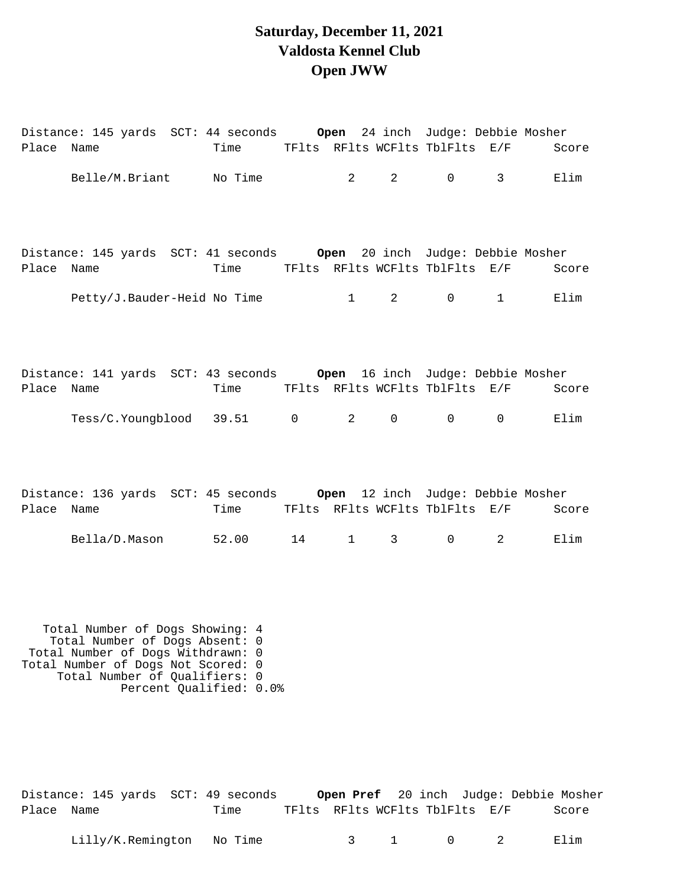# Saturday, December 11, 2021
# Valdosta Kennel Club
# Open JWW

Distance: 145 yards SCT: 44 seconds **Open** 24 inch Judge: Debbie Mosher

| Place | Name | Time | TFlts | RFlts | WCFlts | TblFlts | E/F | Score |
|---|---|---|---|---|---|---|---|---|
| | Belle/M.Briant | No Time | | 2 | 2 | 0 | 3 | Elim |

Distance: 145 yards SCT: 41 seconds **Open** 20 inch Judge: Debbie Mosher

| Place | Name | Time | TFlts | RFlts | WCFlts | TblFlts | E/F | Score |
|---|---|---|---|---|---|---|---|---|
| | Petty/J.Bauder-Heid | No Time | | 1 | 2 | 0 | 1 | Elim |

Distance: 141 yards SCT: 43 seconds **Open** 16 inch Judge: Debbie Mosher

| Place | Name | Time | TFlts | RFlts | WCFlts | TblFlts | E/F | Score |
|---|---|---|---|---|---|---|---|---|
| | Tess/C.Youngblood | 39.51 | 0 | 2 | 0 | 0 | 0 | Elim |

Distance: 136 yards SCT: 45 seconds **Open** 12 inch Judge: Debbie Mosher

| Place | Name | Time | TFlts | RFlts | WCFlts | TblFlts | E/F | Score |
|---|---|---|---|---|---|---|---|---|
| | Bella/D.Mason | 52.00 | 14 | 1 | 3 | 0 | 2 | Elim |

Total Number of Dogs Showing: 4
Total Number of Dogs Absent: 0
Total Number of Dogs Withdrawn: 0
Total Number of Dogs Not Scored: 0
Total Number of Qualifiers: 0
Percent Qualified: 0.0%

Distance: 145 yards SCT: 49 seconds **Open Pref** 20 inch Judge: Debbie Mosher

| Place | Name | Time | TFlts | RFlts | WCFlts | TblFlts | E/F | Score |
|---|---|---|---|---|---|---|---|---|
| | Lilly/K.Remington | No Time | | 3 | 1 | 0 | 2 | Elim |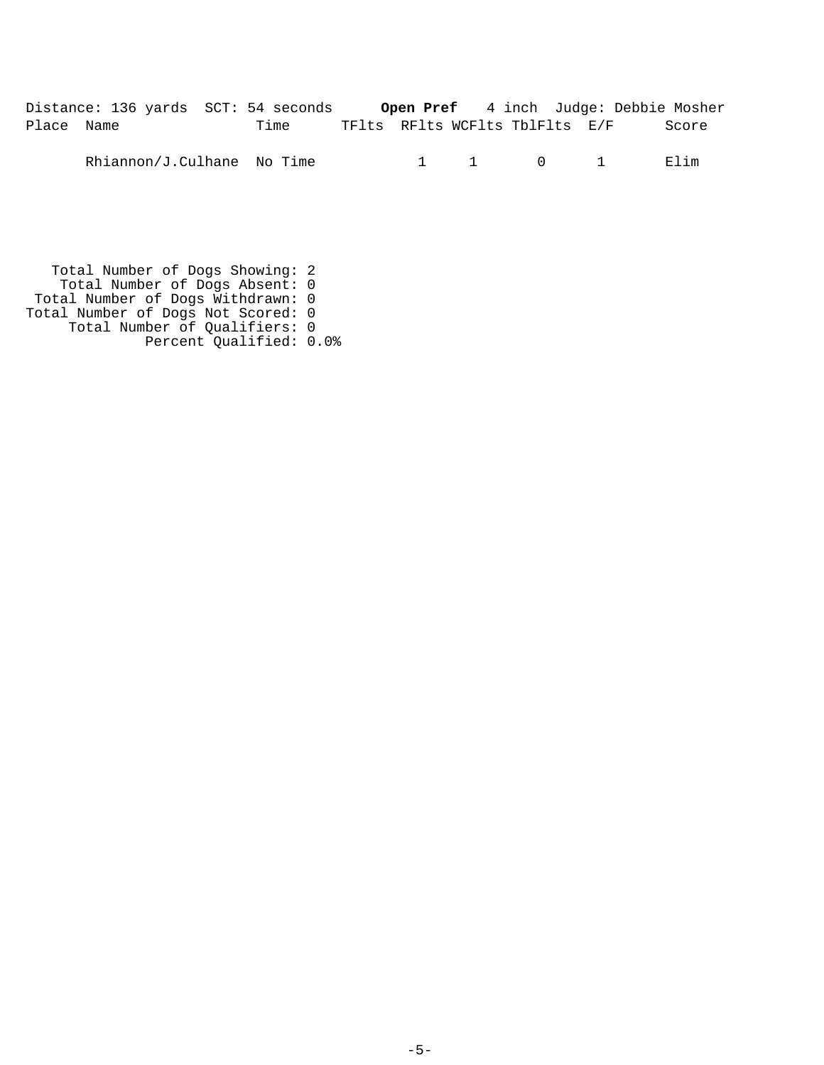Distance: 136 yards SCT: 54 seconds **Open Pref** 4 inch Judge: Debbie Mosher

| Place | Name | Time | TFlts | RFlts | WCFlts | TblFlts | E/F | Score |
|---|---|---|---|---|---|---|---|---|
| | Rhiannon/J.Culhane | No Time | | 1 | 1 | 0 | 1 | Elim |

Total Number of Dogs Showing: 2
Total Number of Dogs Absent: 0
Total Number of Dogs Withdrawn: 0
Total Number of Dogs Not Scored: 0
Total Number of Qualifiers: 0
Percent Qualified: 0.0%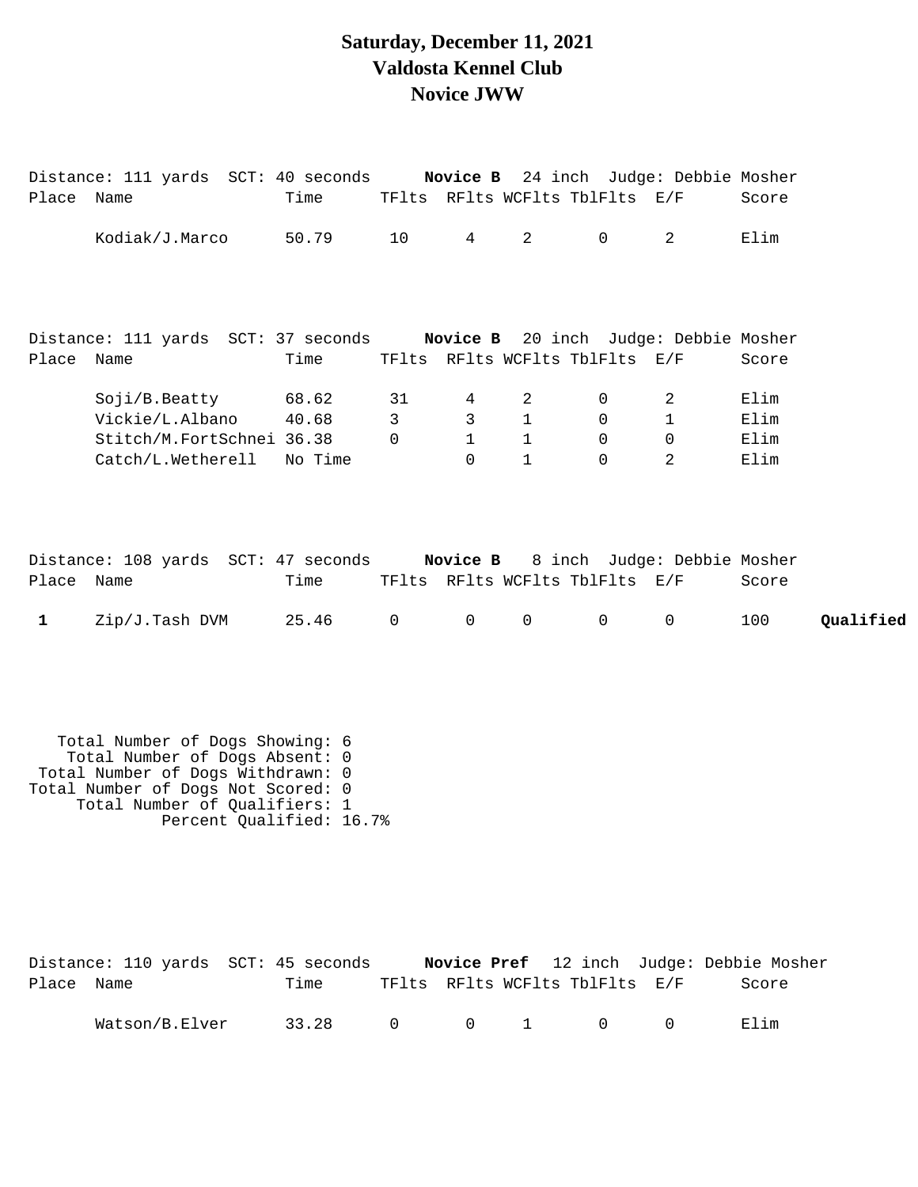# Saturday, December 11, 2021
# Valdosta Kennel Club
# Novice JWW

Distance: 111 yards SCT: 40 seconds **Novice B** 24 inch Judge: Debbie Mosher

| Place | Name | Time | TFlts | RFlts | WCFlts | TblFlts | E/F | Score |
|---|---|---|---|---|---|---|---|---|
| | Kodiak/J.Marco | 50.79 | 10 | 4 | 2 | 0 | 2 | Elim |

Distance: 111 yards SCT: 37 seconds **Novice B** 20 inch Judge: Debbie Mosher

| Place | Name | Time | TFlts | RFlts | WCFlts | TblFlts | E/F | Score |
|---|---|---|---|---|---|---|---|---|
| | Soji/B.Beatty | 68.62 | 31 | 4 | 2 | 0 | 2 | Elim |
| | Vickie/L.Albano | 40.68 | 3 | 3 | 1 | 0 | 1 | Elim |
| | Stitch/M.FortSchnei | 36.38 | 0 | 1 | 1 | 0 | 0 | Elim |
| | Catch/L.Wetherell | No Time | | 0 | 1 | 0 | 2 | Elim |

Distance: 108 yards SCT: 47 seconds **Novice B** 8 inch Judge: Debbie Mosher

| Place | Name | Time | TFlts | RFlts | WCFlts | TblFlts | E/F | Score | |
|---|---|---|---|---|---|---|---|---|---|
| **1** | Zip/J.Tash DVM | 25.46 | 0 | 0 | 0 | 0 | 0 | 100 | **Qualified** |

Total Number of Dogs Showing: 6
Total Number of Dogs Absent: 0
Total Number of Dogs Withdrawn: 0
Total Number of Dogs Not Scored: 0
Total Number of Qualifiers: 1
Percent Qualified: 16.7%

Distance: 110 yards SCT: 45 seconds **Novice Pref** 12 inch Judge: Debbie Mosher

| Place | Name | Time | TFlts | RFlts | WCFlts | TblFlts | E/F | Score |
|---|---|---|---|---|---|---|---|---|
| | Watson/B.Elver | 33.28 | 0 | 0 | 1 | 0 | 0 | Elim |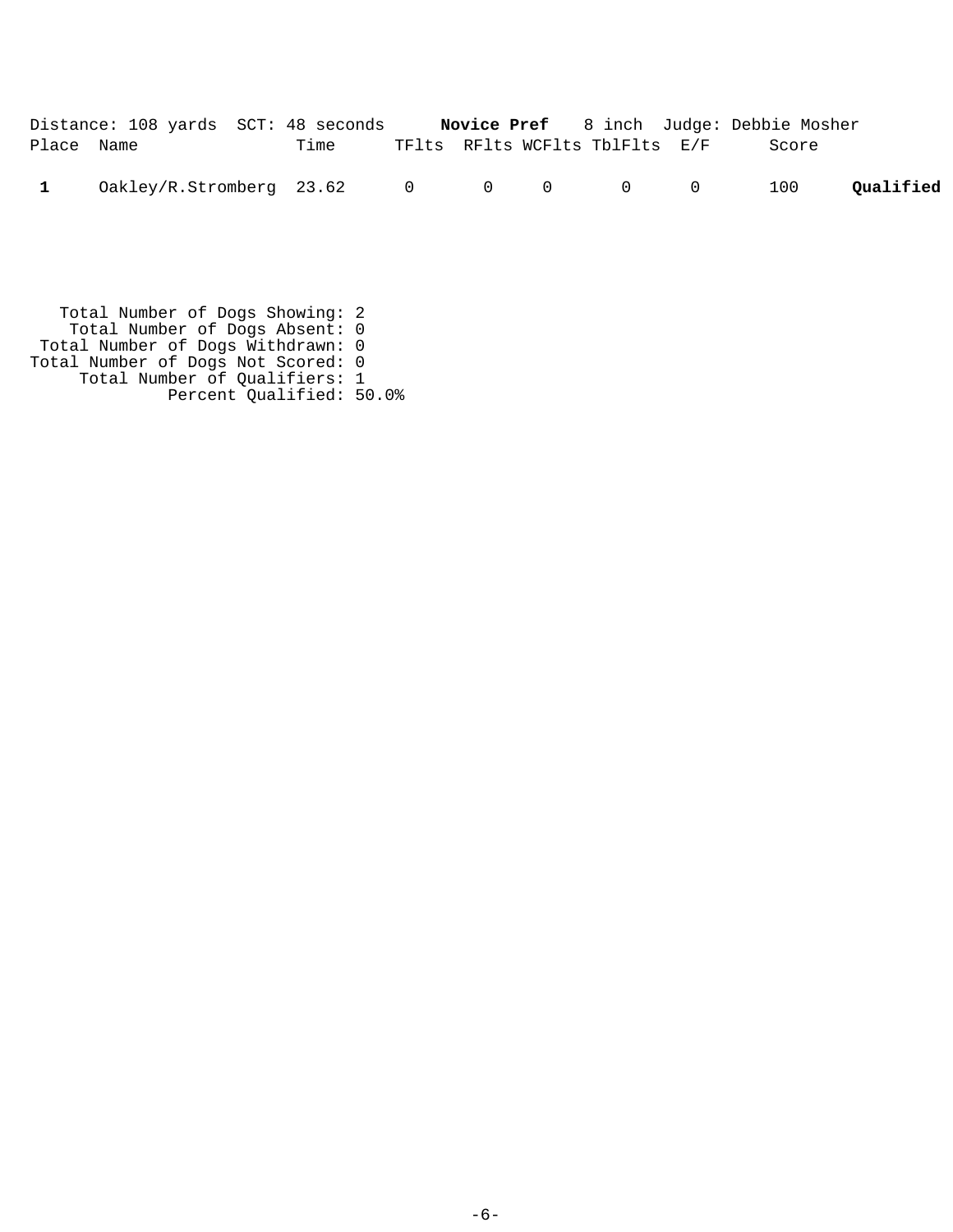Distance: 108 yards  SCT: 48 seconds  **Novice Pref**  8 inch  Judge: Debbie Mosher

| Place | Name | Time | TFlts | RFlts | WCFlts | TblFlts | E/F | Score | |
|---|---|---|---|---|---|---|---|---|---|
| **1** | Oakley/R.Stromberg | 23.62 | 0 | 0 | 0 | 0 | 0 | 100 | **Qualified** |

Total Number of Dogs Showing: 2
Total Number of Dogs Absent: 0
Total Number of Dogs Withdrawn: 0
Total Number of Dogs Not Scored: 0
Total Number of Qualifiers: 1
Percent Qualified: 50.0%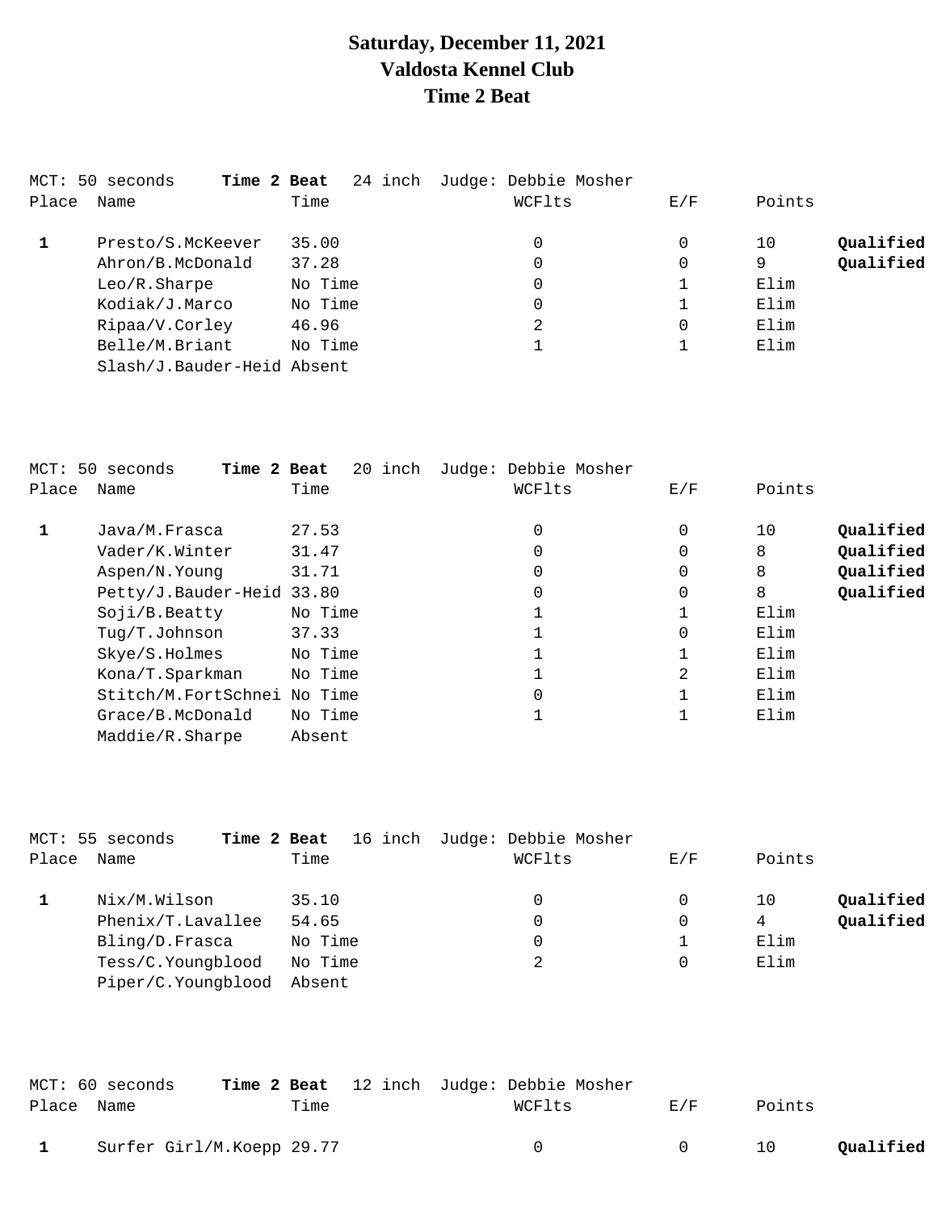# Saturday, December 11, 2021
# Valdosta Kennel Club
# Time 2 Beat

MCT: 50 seconds **Time 2 Beat** 24 inch Judge: Debbie Mosher

| Place | Name | Time | WCFlts | E/F | Points | |
|---|---|---|---|---|---|---|
| **1** | Presto/S.McKeever | 35.00 | 0 | 0 | 10 | **Qualified** |
| | Ahron/B.McDonald | 37.28 | 0 | 0 | 9 | **Qualified** |
| | Leo/R.Sharpe | No Time | 0 | 1 | Elim | |
| | Kodiak/J.Marco | No Time | 0 | 1 | Elim | |
| | Ripaa/V.Corley | 46.96 | 2 | 0 | Elim | |
| | Belle/M.Briant | No Time | 1 | 1 | Elim | |
| | Slash/J.Bauder-Heid | Absent | | | | |

MCT: 50 seconds **Time 2 Beat** 20 inch Judge: Debbie Mosher

| Place | Name | Time | WCFlts | E/F | Points | |
|---|---|---|---|---|---|---|
| **1** | Java/M.Frasca | 27.53 | 0 | 0 | 10 | **Qualified** |
| | Vader/K.Winter | 31.47 | 0 | 0 | 8 | **Qualified** |
| | Aspen/N.Young | 31.71 | 0 | 0 | 8 | **Qualified** |
| | Petty/J.Bauder-Heid | 33.80 | 0 | 0 | 8 | **Qualified** |
| | Soji/B.Beatty | No Time | 1 | 1 | Elim | |
| | Tug/T.Johnson | 37.33 | 1 | 0 | Elim | |
| | Skye/S.Holmes | No Time | 1 | 1 | Elim | |
| | Kona/T.Sparkman | No Time | 1 | 2 | Elim | |
| | Stitch/M.FortSchnei | No Time | 0 | 1 | Elim | |
| | Grace/B.McDonald | No Time | 1 | 1 | Elim | |
| | Maddie/R.Sharpe | Absent | | | | |

MCT: 55 seconds **Time 2 Beat** 16 inch Judge: Debbie Mosher

| Place | Name | Time | WCFlts | E/F | Points | |
|---|---|---|---|---|---|---|
| **1** | Nix/M.Wilson | 35.10 | 0 | 0 | 10 | **Qualified** |
| | Phenix/T.Lavallee | 54.65 | 0 | 0 | 4 | **Qualified** |
| | Bling/D.Frasca | No Time | 0 | 1 | Elim | |
| | Tess/C.Youngblood | No Time | 2 | 0 | Elim | |
| | Piper/C.Youngblood | Absent | | | | |

MCT: 60 seconds **Time 2 Beat** 12 inch Judge: Debbie Mosher

| Place | Name | Time | WCFlts | E/F | Points | |
|---|---|---|---|---|---|---|
| **1** | Surfer Girl/M.Koepp | 29.77 | 0 | 0 | 10 | **Qualified** |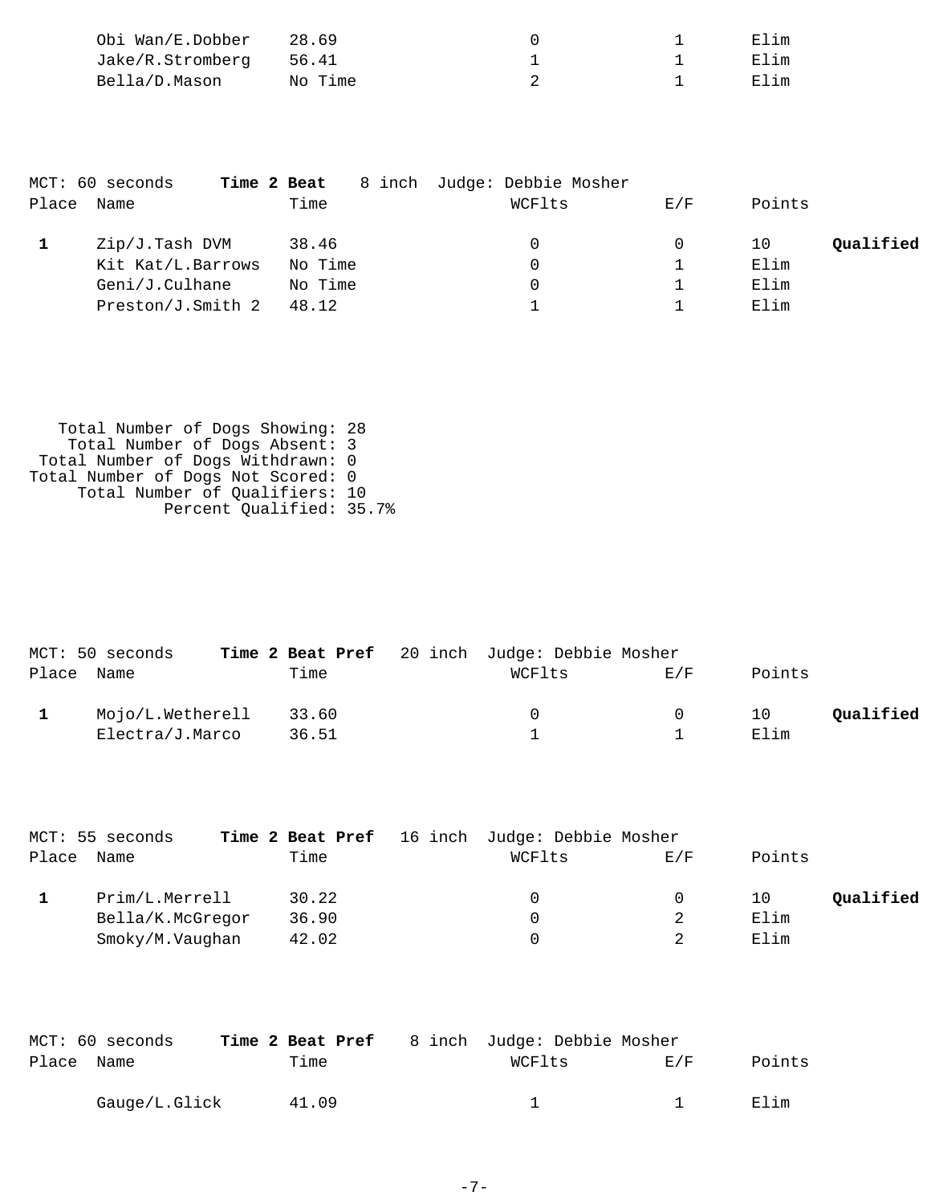| Place | Name | Time | WCFlts | E/F | Points | |
|---|---|---|---|---|---|---|
| | Obi Wan/E.Dobber | 28.69 | 0 | 1 | Elim | |
| | Jake/R.Stromberg | 56.41 | 1 | 1 | Elim | |
| | Bella/D.Mason | No Time | 2 | 1 | Elim | |

MCT: 60 seconds **Time 2 Beat** 8 inch Judge: Debbie Mosher

| Place | Name | Time | WCFlts | E/F | Points | |
|---|---|---|---|---|---|---|
| **1** | Zip/J.Tash DVM | 38.46 | 0 | 0 | 10 | **Qualified** |
| | Kit Kat/L.Barrows | No Time | 0 | 1 | Elim | |
| | Geni/J.Culhane | No Time | 0 | 1 | Elim | |
| | Preston/J.Smith 2 | 48.12 | 1 | 1 | Elim | |

Total Number of Dogs Showing: 28
Total Number of Dogs Absent: 3
Total Number of Dogs Withdrawn: 0
Total Number of Dogs Not Scored: 0
Total Number of Qualifiers: 10
Percent Qualified: 35.7%

MCT: 50 seconds **Time 2 Beat Pref** 20 inch Judge: Debbie Mosher

| Place | Name | Time | WCFlts | E/F | Points | |
|---|---|---|---|---|---|---|
| **1** | Mojo/L.Wetherell | 33.60 | 0 | 0 | 10 | **Qualified** |
| | Electra/J.Marco | 36.51 | 1 | 1 | Elim | |

MCT: 55 seconds **Time 2 Beat Pref** 16 inch Judge: Debbie Mosher

| Place | Name | Time | WCFlts | E/F | Points | |
|---|---|---|---|---|---|---|
| **1** | Prim/L.Merrell | 30.22 | 0 | 0 | 10 | **Qualified** |
| | Bella/K.McGregor | 36.90 | 0 | 2 | Elim | |
| | Smoky/M.Vaughan | 42.02 | 0 | 2 | Elim | |

MCT: 60 seconds **Time 2 Beat Pref** 8 inch Judge: Debbie Mosher

| Place | Name | Time | WCFlts | E/F | Points |
|---|---|---|---|---|---|
| | Gauge/L.Glick | 41.09 | 1 | 1 | Elim |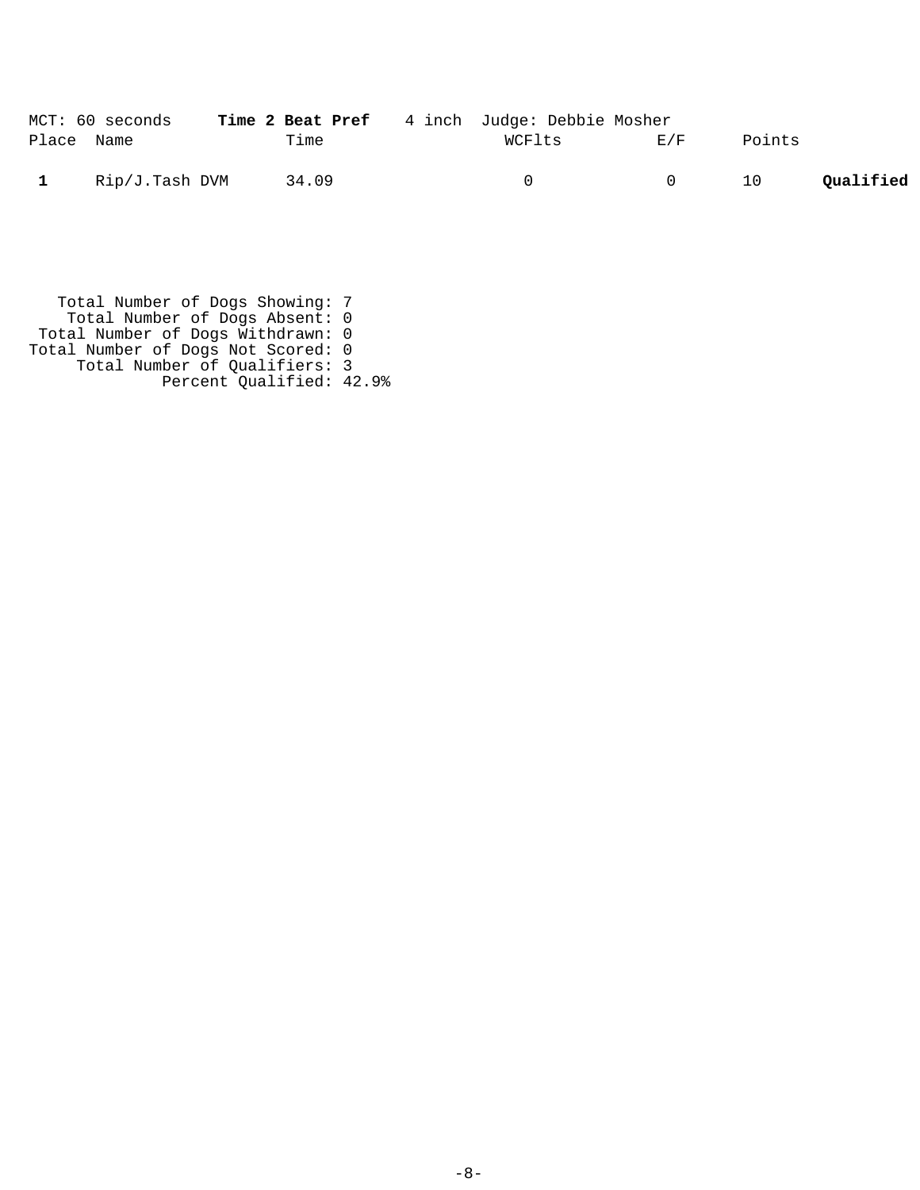MCT: 60 seconds **Time 2 Beat Pref** 4 inch Judge: Debbie Mosher

| Place | Name | Time | WCFlts | E/F | Points | |
|---|---|---|---|---|---|---|
| **1** | Rip/J.Tash DVM | 34.09 | 0 | 0 | 10 | **Qualified** |

Total Number of Dogs Showing: 7
Total Number of Dogs Absent: 0
Total Number of Dogs Withdrawn: 0
Total Number of Dogs Not Scored: 0
Total Number of Qualifiers: 3
Percent Qualified: 42.9%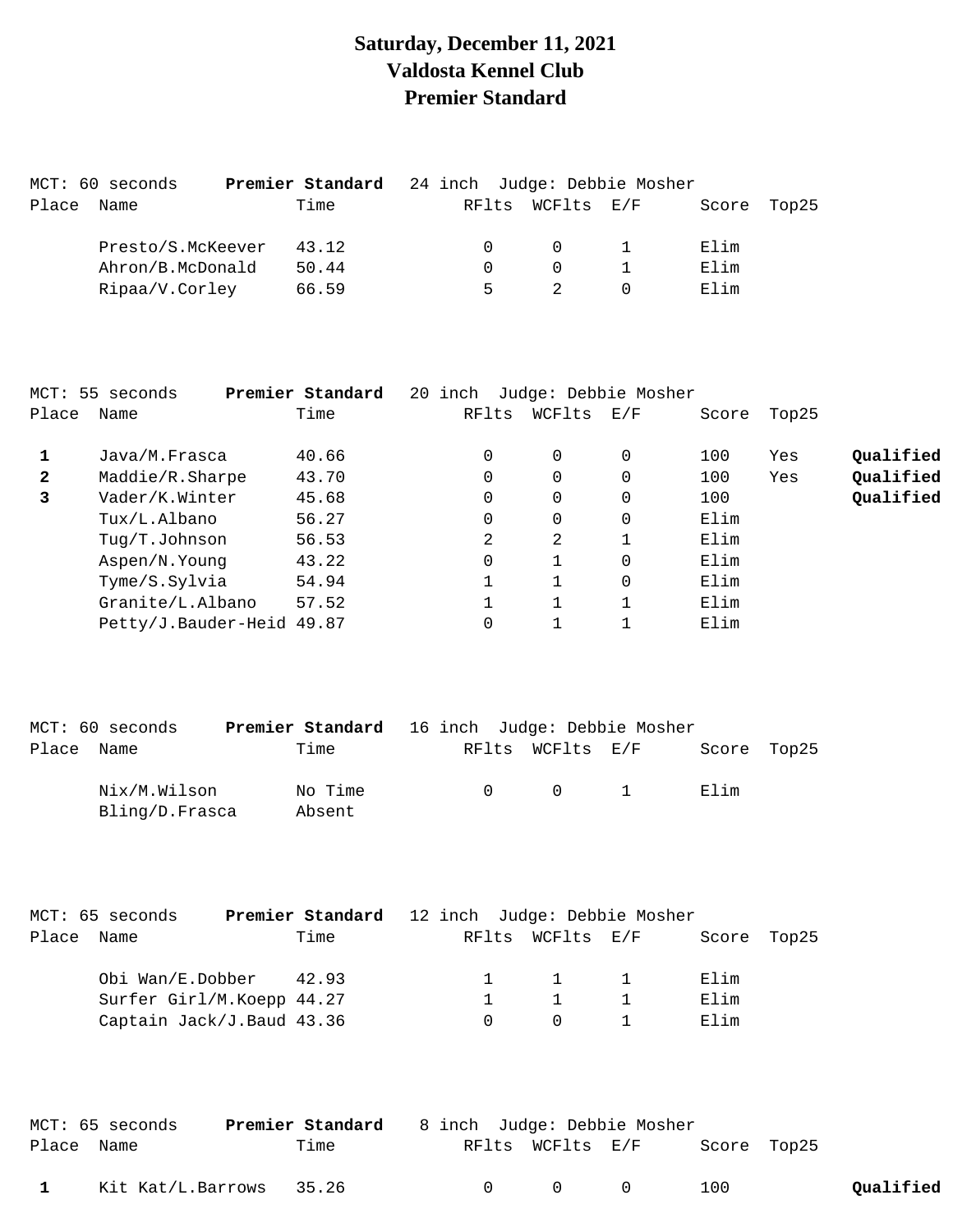# Saturday, December 11, 2021
# Valdosta Kennel Club
# Premier Standard

MCT: 60 seconds **Premier Standard** 24 inch Judge: Debbie Mosher

| Place | Name | Time | RFlts | WCFlts | E/F | Score | Top25 | |
|---|---|---|---|---|---|---|---|---|
| | Presto/S.McKeever | 43.12 | 0 | 0 | 1 | Elim | | |
| | Ahron/B.McDonald | 50.44 | 0 | 0 | 1 | Elim | | |
| | Ripaa/V.Corley | 66.59 | 5 | 2 | 0 | Elim | | |

MCT: 55 seconds **Premier Standard** 20 inch Judge: Debbie Mosher

| Place | Name | Time | RFlts | WCFlts | E/F | Score | Top25 | |
|---|---|---|---|---|---|---|---|---|
| **1** | Java/M.Frasca | 40.66 | 0 | 0 | 0 | 100 | Yes | **Qualified** |
| **2** | Maddie/R.Sharpe | 43.70 | 0 | 0 | 0 | 100 | Yes | **Qualified** |
| **3** | Vader/K.Winter | 45.68 | 0 | 0 | 0 | 100 | | **Qualified** |
| | Tux/L.Albano | 56.27 | 0 | 0 | 0 | Elim | | |
| | Tug/T.Johnson | 56.53 | 2 | 2 | 1 | Elim | | |
| | Aspen/N.Young | 43.22 | 0 | 1 | 0 | Elim | | |
| | Tyme/S.Sylvia | 54.94 | 1 | 1 | 0 | Elim | | |
| | Granite/L.Albano | 57.52 | 1 | 1 | 1 | Elim | | |
| | Petty/J.Bauder-Heid | 49.87 | 0 | 1 | 1 | Elim | | |

MCT: 60 seconds **Premier Standard** 16 inch Judge: Debbie Mosher

| Place | Name | Time | RFlts | WCFlts | E/F | Score | Top25 | |
|---|---|---|---|---|---|---|---|---|
| | Nix/M.Wilson | No Time | 0 | 0 | 1 | Elim | | |
| | Bling/D.Frasca | Absent | | | | | | |

MCT: 65 seconds **Premier Standard** 12 inch Judge: Debbie Mosher

| Place | Name | Time | RFlts | WCFlts | E/F | Score | Top25 | |
|---|---|---|---|---|---|---|---|---|
| | Obi Wan/E.Dobber | 42.93 | 1 | 1 | 1 | Elim | | |
| | Surfer Girl/M.Koepp | 44.27 | 1 | 1 | 1 | Elim | | |
| | Captain Jack/J.Baud | 43.36 | 0 | 0 | 1 | Elim | | |

MCT: 65 seconds **Premier Standard** 8 inch Judge: Debbie Mosher

| Place | Name | Time | RFlts | WCFlts | E/F | Score | Top25 | |
|---|---|---|---|---|---|---|---|---|
| **1** | Kit Kat/L.Barrows | 35.26 | 0 | 0 | 0 | 100 | | **Qualified** |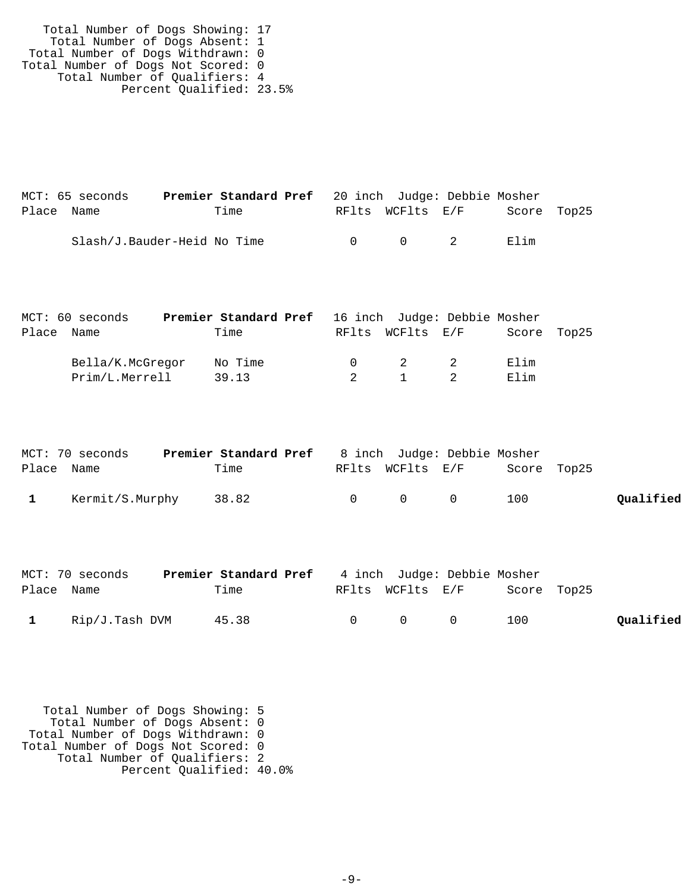Total Number of Dogs Showing: 17
Total Number of Dogs Absent: 1
Total Number of Dogs Withdrawn: 0
Total Number of Dogs Not Scored: 0
Total Number of Qualifiers: 4
Percent Qualified: 23.5%

MCT: 65 seconds **Premier Standard Pref** 20 inch Judge: Debbie Mosher

| Place | Name | Time | RFlts | WCFlts | E/F | Score | Top25 | |
|---|---|---|---|---|---|---|---|---|
| | Slash/J.Bauder-Heid | No Time | 0 | 0 | 2 | Elim | | |

MCT: 60 seconds **Premier Standard Pref** 16 inch Judge: Debbie Mosher

| Place | Name | Time | RFlts | WCFlts | E/F | Score | Top25 | |
|---|---|---|---|---|---|---|---|---|
| | Bella/K.McGregor | No Time | 0 | 2 | 2 | Elim | | |
| | Prim/L.Merrell | 39.13 | 2 | 1 | 2 | Elim | | |

MCT: 70 seconds **Premier Standard Pref** 8 inch Judge: Debbie Mosher

| Place | Name | Time | RFlts | WCFlts | E/F | Score | Top25 | |
|---|---|---|---|---|---|---|---|---|
| **1** | Kermit/S.Murphy | 38.82 | 0 | 0 | 0 | 100 | | **Qualified** |

MCT: 70 seconds **Premier Standard Pref** 4 inch Judge: Debbie Mosher

| Place | Name | Time | RFlts | WCFlts | E/F | Score | Top25 | |
|---|---|---|---|---|---|---|---|---|
| **1** | Rip/J.Tash DVM | 45.38 | 0 | 0 | 0 | 100 | | **Qualified** |

Total Number of Dogs Showing: 5
Total Number of Dogs Absent: 0
Total Number of Dogs Withdrawn: 0
Total Number of Dogs Not Scored: 0
Total Number of Qualifiers: 2
Percent Qualified: 40.0%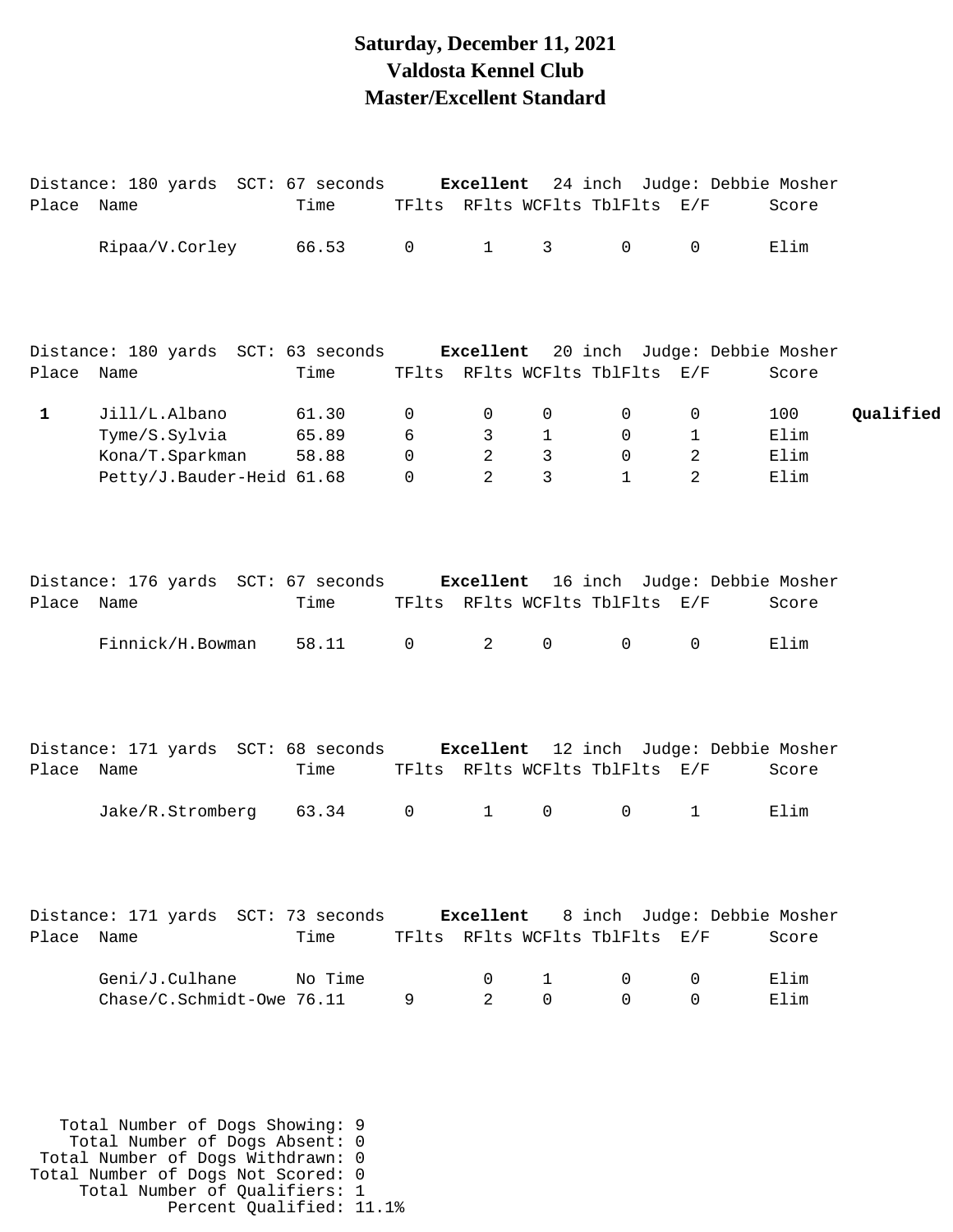# Saturday, December 11, 2021
# Valdosta Kennel Club
# Master/Excellent Standard

Distance: 180 yards SCT: 67 seconds **Excellent** 24 inch Judge: Debbie Mosher

| Place | Name | Time | TFlts | RFlts | WCFlts | TblFlts | E/F | Score | |
|---|---|---|---|---|---|---|---|---|---|
| | Ripaa/V.Corley | 66.53 | 0 | 1 | 3 | 0 | 0 | Elim | |

Distance: 180 yards SCT: 63 seconds **Excellent** 20 inch Judge: Debbie Mosher

| Place | Name | Time | TFlts | RFlts | WCFlts | TblFlts | E/F | Score | |
|---|---|---|---|---|---|---|---|---|---|
| **1** | Jill/L.Albano | 61.30 | 0 | 0 | 0 | 0 | 0 | 100 | **Qualified** |
| | Tyme/S.Sylvia | 65.89 | 6 | 3 | 1 | 0 | 1 | Elim | |
| | Kona/T.Sparkman | 58.88 | 0 | 2 | 3 | 0 | 2 | Elim | |
| | Petty/J.Bauder-Heid | 61.68 | 0 | 2 | 3 | 1 | 2 | Elim | |

Distance: 176 yards SCT: 67 seconds **Excellent** 16 inch Judge: Debbie Mosher

| Place | Name | Time | TFlts | RFlts | WCFlts | TblFlts | E/F | Score | |
|---|---|---|---|---|---|---|---|---|---|
| | Finnick/H.Bowman | 58.11 | 0 | 2 | 0 | 0 | 0 | Elim | |

Distance: 171 yards SCT: 68 seconds **Excellent** 12 inch Judge: Debbie Mosher

| Place | Name | Time | TFlts | RFlts | WCFlts | TblFlts | E/F | Score | |
|---|---|---|---|---|---|---|---|---|---|
| | Jake/R.Stromberg | 63.34 | 0 | 1 | 0 | 0 | 1 | Elim | |

Distance: 171 yards SCT: 73 seconds **Excellent** 8 inch Judge: Debbie Mosher

| Place | Name | Time | TFlts | RFlts | WCFlts | TblFlts | E/F | Score | |
|---|---|---|---|---|---|---|---|---|---|
| | Geni/J.Culhane | No Time | | 0 | 1 | 0 | 0 | Elim | |
| | Chase/C.Schmidt-Owe | 76.11 | 9 | 2 | 0 | 0 | 0 | Elim | |

Total Number of Dogs Showing: 9
Total Number of Dogs Absent: 0
Total Number of Dogs Withdrawn: 0
Total Number of Dogs Not Scored: 0
Total Number of Qualifiers: 1
Percent Qualified: 11.1%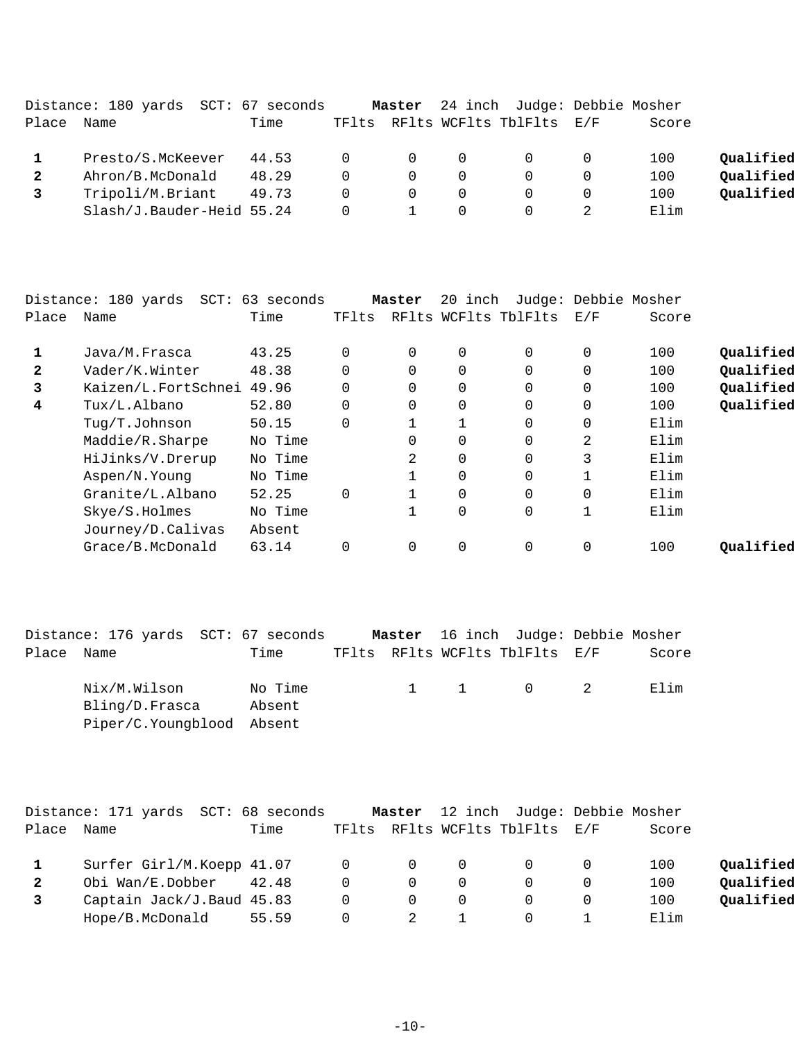Distance: 180 yards SCT: 67 seconds **Master** 24 inch Judge: Debbie Mosher

| Place | Name | Time | TFlts | RFlts | WCFlts | TblFlts | E/F | Score | |
|---|---|---|---|---|---|---|---|---|---|
| **1** | Presto/S.McKeever | 44.53 | 0 | 0 | 0 | 0 | 0 | 100 | **Qualified** |
| **2** | Ahron/B.McDonald | 48.29 | 0 | 0 | 0 | 0 | 0 | 100 | **Qualified** |
| **3** | Tripoli/M.Briant | 49.73 | 0 | 0 | 0 | 0 | 0 | 100 | **Qualified** |
| | Slash/J.Bauder-Heid | 55.24 | 0 | 1 | 0 | 0 | 2 | Elim | |

Distance: 180 yards SCT: 63 seconds **Master** 20 inch Judge: Debbie Mosher

| Place | Name | Time | TFlts | RFlts | WCFlts | TblFlts | E/F | Score | |
|---|---|---|---|---|---|---|---|---|---|
| **1** | Java/M.Frasca | 43.25 | 0 | 0 | 0 | 0 | 0 | 100 | **Qualified** |
| **2** | Vader/K.Winter | 48.38 | 0 | 0 | 0 | 0 | 0 | 100 | **Qualified** |
| **3** | Kaizen/L.FortSchnei | 49.96 | 0 | 0 | 0 | 0 | 0 | 100 | **Qualified** |
| **4** | Tux/L.Albano | 52.80 | 0 | 0 | 0 | 0 | 0 | 100 | **Qualified** |
| | Tug/T.Johnson | 50.15 | 0 | 1 | 1 | 0 | 0 | Elim | |
| | Maddie/R.Sharpe | No Time | | 0 | 0 | 0 | 2 | Elim | |
| | HiJinks/V.Drerup | No Time | | 2 | 0 | 0 | 3 | Elim | |
| | Aspen/N.Young | No Time | | 1 | 0 | 0 | 1 | Elim | |
| | Granite/L.Albano | 52.25 | 0 | 1 | 0 | 0 | 0 | Elim | |
| | Skye/S.Holmes | No Time | | 1 | 0 | 0 | 1 | Elim | |
| | Journey/D.Calivas | Absent | | | | | | | |
| | Grace/B.McDonald | 63.14 | 0 | 0 | 0 | 0 | 0 | 100 | **Qualified** |

Distance: 176 yards SCT: 67 seconds **Master** 16 inch Judge: Debbie Mosher

| Place | Name | Time | TFlts | RFlts | WCFlts | TblFlts | E/F | Score |
|---|---|---|---|---|---|---|---|---|
| | Nix/M.Wilson | No Time | | 1 | 1 | 0 | 2 | Elim |
| | Bling/D.Frasca | Absent | | | | | | |
| | Piper/C.Youngblood | Absent | | | | | | |

Distance: 171 yards SCT: 68 seconds **Master** 12 inch Judge: Debbie Mosher

| Place | Name | Time | TFlts | RFlts | WCFlts | TblFlts | E/F | Score | |
|---|---|---|---|---|---|---|---|---|---|
| **1** | Surfer Girl/M.Koepp | 41.07 | 0 | 0 | 0 | 0 | 0 | 100 | **Qualified** |
| **2** | Obi Wan/E.Dobber | 42.48 | 0 | 0 | 0 | 0 | 0 | 100 | **Qualified** |
| **3** | Captain Jack/J.Baud | 45.83 | 0 | 0 | 0 | 0 | 0 | 100 | **Qualified** |
| | Hope/B.McDonald | 55.59 | 0 | 2 | 1 | 0 | 1 | Elim | |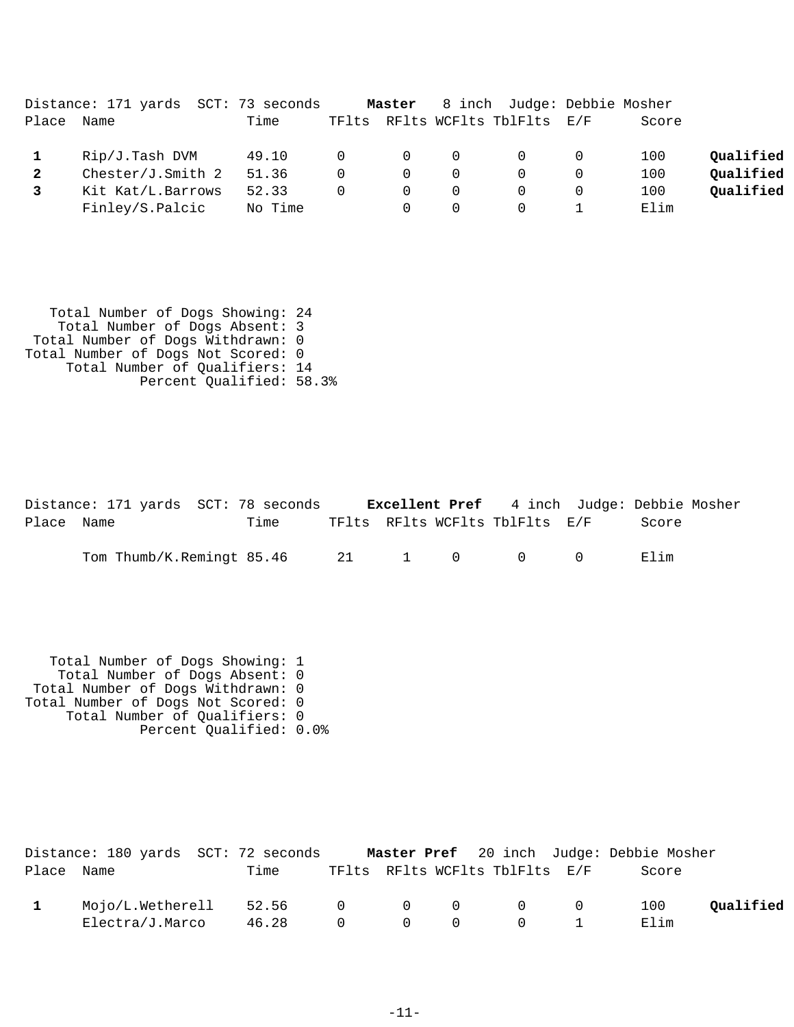Distance: 171 yards SCT: 73 seconds **Master** 8 inch Judge: Debbie Mosher

| Place | Name | Time | TFlts | RFlts | WCFlts | TblFlts | E/F | Score | |
|---|---|---|---|---|---|---|---|---|---|
| **1** | Rip/J.Tash DVM | 49.10 | 0 | 0 | 0 | 0 | 0 | 100 | **Qualified** |
| **2** | Chester/J.Smith 2 | 51.36 | 0 | 0 | 0 | 0 | 0 | 100 | **Qualified** |
| **3** | Kit Kat/L.Barrows | 52.33 | 0 | 0 | 0 | 0 | 0 | 100 | **Qualified** |
| | Finley/S.Palcic | No Time | | 0 | 0 | 0 | 1 | Elim | |

Total Number of Dogs Showing: 24
Total Number of Dogs Absent: 3
Total Number of Dogs Withdrawn: 0
Total Number of Dogs Not Scored: 0
Total Number of Qualifiers: 14
Percent Qualified: 58.3%

Distance: 171 yards SCT: 78 seconds **Excellent Pref** 4 inch Judge: Debbie Mosher

| Place | Name | Time | TFlts | RFlts | WCFlts | TblFlts | E/F | Score |
|---|---|---|---|---|---|---|---|---|
| | Tom Thumb/K.Remingt | 85.46 | 21 | 1 | 0 | 0 | 0 | Elim |

Total Number of Dogs Showing: 1
Total Number of Dogs Absent: 0
Total Number of Dogs Withdrawn: 0
Total Number of Dogs Not Scored: 0
Total Number of Qualifiers: 0
Percent Qualified: 0.0%

Distance: 180 yards SCT: 72 seconds **Master Pref** 20 inch Judge: Debbie Mosher

| Place | Name | Time | TFlts | RFlts | WCFlts | TblFlts | E/F | Score | |
|---|---|---|---|---|---|---|---|---|---|
| **1** | Mojo/L.Wetherell | 52.56 | 0 | 0 | 0 | 0 | 0 | 100 | **Qualified** |
| | Electra/J.Marco | 46.28 | 0 | 0 | 0 | 0 | 1 | Elim | |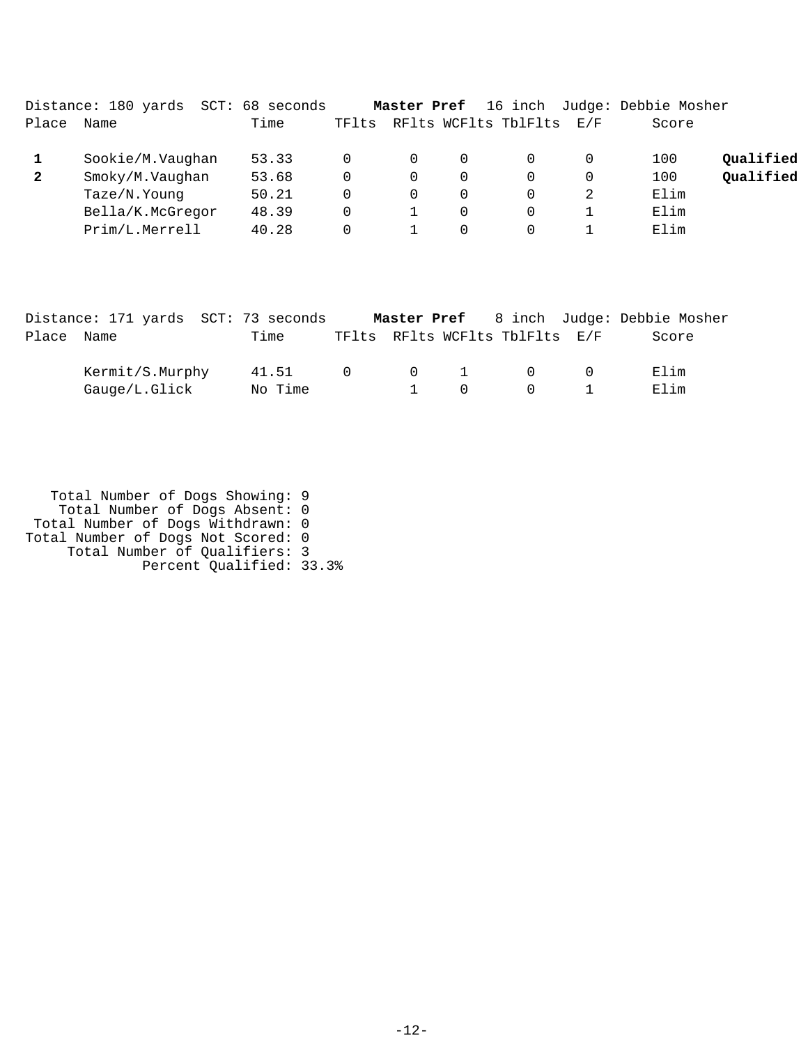Distance: 180 yards SCT: 68 seconds **Master Pref** 16 inch Judge: Debbie Mosher

| Place | Name | Time | TFlts | RFlts | WCFlts | TblFlts | E/F | Score | |
|---|---|---|---|---|---|---|---|---|---|
| **1** | Sookie/M.Vaughan | 53.33 | 0 | 0 | 0 | 0 | 0 | 100 | **Qualified** |
| **2** | Smoky/M.Vaughan | 53.68 | 0 | 0 | 0 | 0 | 0 | 100 | **Qualified** |
| | Taze/N.Young | 50.21 | 0 | 0 | 0 | 0 | 2 | Elim | |
| | Bella/K.McGregor | 48.39 | 0 | 1 | 0 | 0 | 1 | Elim | |
| | Prim/L.Merrell | 40.28 | 0 | 1 | 0 | 0 | 1 | Elim | |

Distance: 171 yards SCT: 73 seconds **Master Pref** 8 inch Judge: Debbie Mosher

| Place | Name | Time | TFlts | RFlts | WCFlts | TblFlts | E/F | Score |
|---|---|---|---|---|---|---|---|---|
| | Kermit/S.Murphy | 41.51 | 0 | 0 | 1 | 0 | 0 | Elim |
| | Gauge/L.Glick | No Time | | 1 | 0 | 0 | 1 | Elim |

Total Number of Dogs Showing: 9
Total Number of Dogs Absent: 0
Total Number of Dogs Withdrawn: 0
Total Number of Dogs Not Scored: 0
Total Number of Qualifiers: 3
Percent Qualified: 33.3%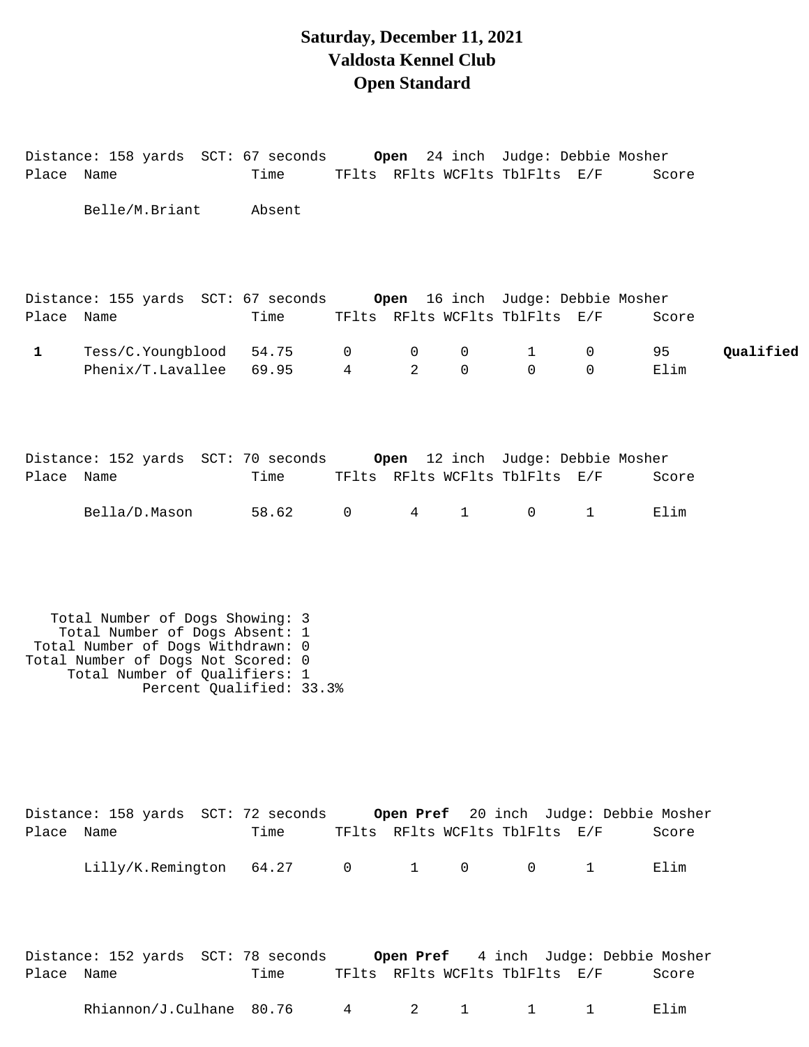# Saturday, December 11, 2021
# Valdosta Kennel Club
# Open Standard

Distance: 158 yards SCT: 67 seconds **Open** 24 inch Judge: Debbie Mosher

| Place | Name | Time | TFlts | RFlts | WCFlts | TblFlts | E/F | Score | |
|---|---|---|---|---|---|---|---|---|---|
| | Belle/M.Briant | Absent | | | | | | | |

Distance: 155 yards SCT: 67 seconds **Open** 16 inch Judge: Debbie Mosher

| Place | Name | Time | TFlts | RFlts | WCFlts | TblFlts | E/F | Score | |
|---|---|---|---|---|---|---|---|---|---|
| **1** | Tess/C.Youngblood | 54.75 | 0 | 0 | 0 | 1 | 0 | 95 | **Qualified** |
| | Phenix/T.Lavallee | 69.95 | 4 | 2 | 0 | 0 | 0 | Elim | |

Distance: 152 yards SCT: 70 seconds **Open** 12 inch Judge: Debbie Mosher

| Place | Name | Time | TFlts | RFlts | WCFlts | TblFlts | E/F | Score |
|---|---|---|---|---|---|---|---|---|
| | Bella/D.Mason | 58.62 | 0 | 4 | 1 | 0 | 1 | Elim |

Total Number of Dogs Showing: 3
Total Number of Dogs Absent: 1
Total Number of Dogs Withdrawn: 0
Total Number of Dogs Not Scored: 0
Total Number of Qualifiers: 1
Percent Qualified: 33.3%

Distance: 158 yards SCT: 72 seconds **Open Pref** 20 inch Judge: Debbie Mosher

| Place | Name | Time | TFlts | RFlts | WCFlts | TblFlts | E/F | Score |
|---|---|---|---|---|---|---|---|---|
| | Lilly/K.Remington | 64.27 | 0 | 1 | 0 | 0 | 1 | Elim |

Distance: 152 yards SCT: 78 seconds **Open Pref** 4 inch Judge: Debbie Mosher

| Place | Name | Time | TFlts | RFlts | WCFlts | TblFlts | E/F | Score |
|---|---|---|---|---|---|---|---|---|
| | Rhiannon/J.Culhane | 80.76 | 4 | 2 | 1 | 1 | 1 | Elim |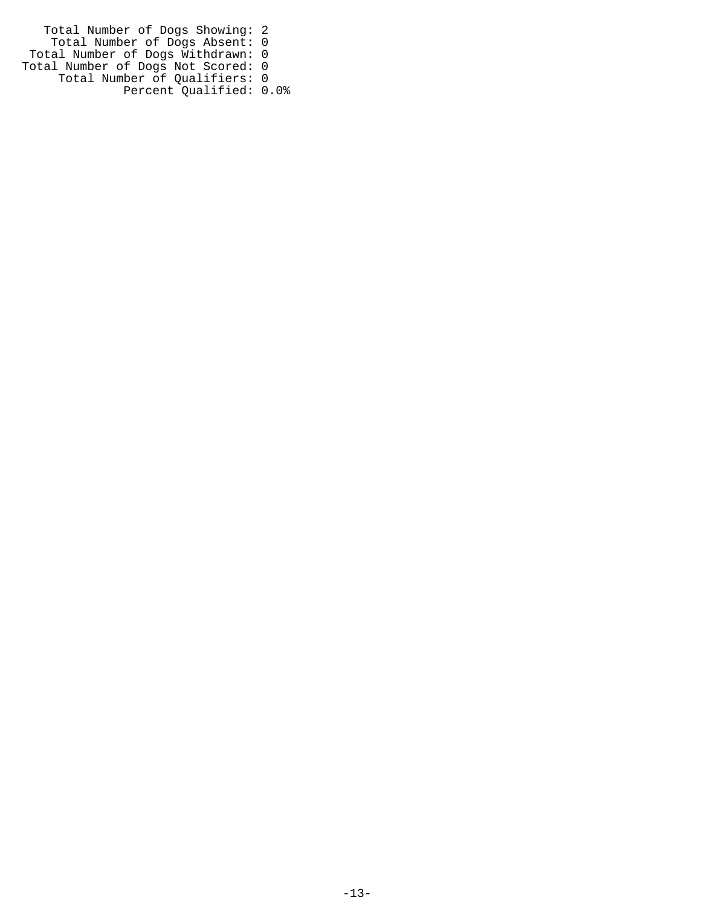```
    Total Number of Dogs Showing: 2
     Total Number of Dogs Absent: 0
  Total Number of Dogs Withdrawn: 0
Total Number of Dogs Not Scored: 0
      Total Number of Qualifiers: 0
               Percent Qualified: 0.0%
```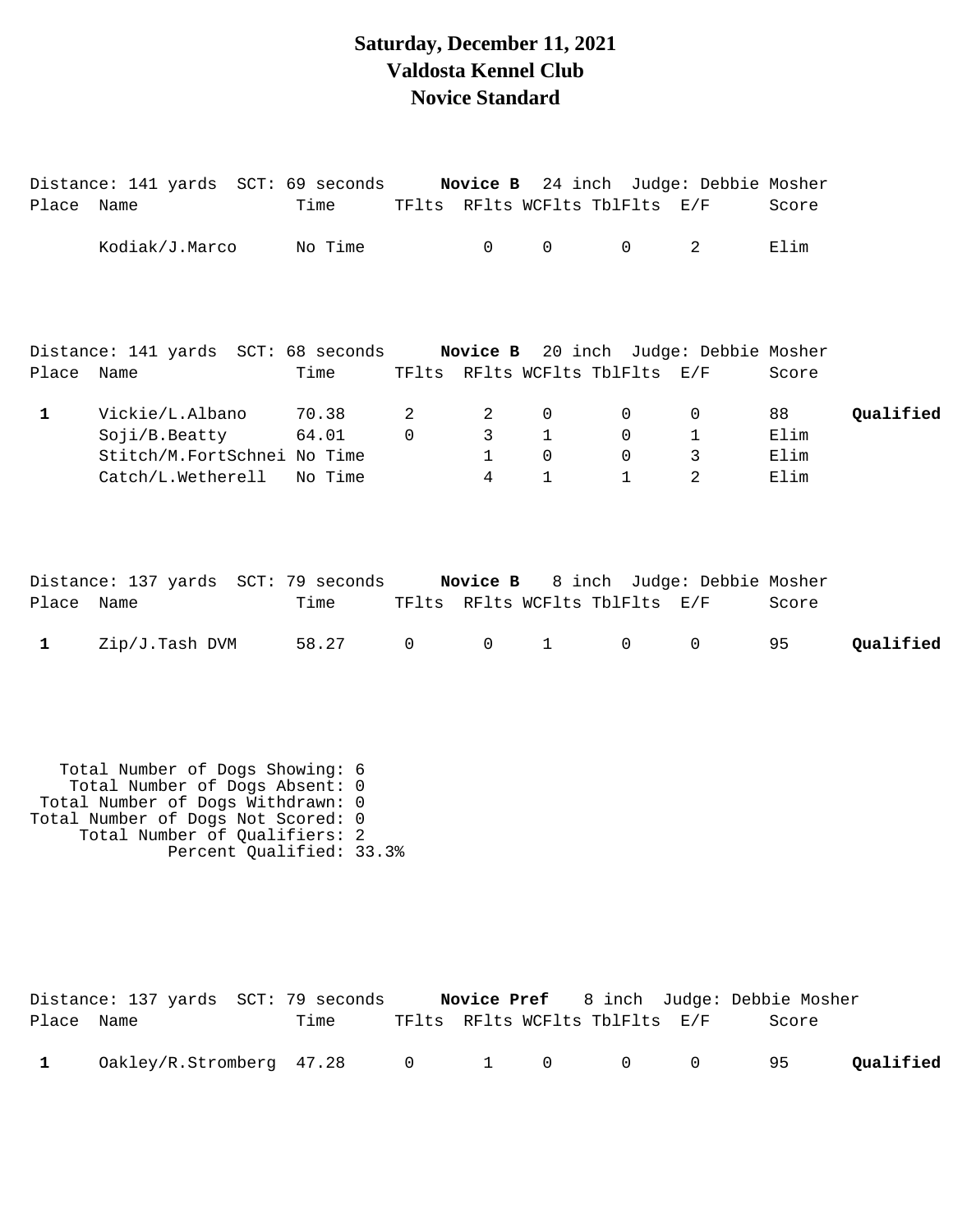# Saturday, December 11, 2021
# Valdosta Kennel Club
# Novice Standard

Distance: 141 yards SCT: 69 seconds **Novice B** 24 inch Judge: Debbie Mosher

| Place | Name | Time | TFlts | RFlts | WCFlts | TblFlts | E/F | Score | |
|---|---|---|---|---|---|---|---|---|---|
| | Kodiak/J.Marco | No Time | | 0 | 0 | 0 | 2 | Elim | |

Distance: 141 yards SCT: 68 seconds **Novice B** 20 inch Judge: Debbie Mosher

| Place | Name | Time | TFlts | RFlts | WCFlts | TblFlts | E/F | Score | |
|---|---|---|---|---|---|---|---|---|---|
| 1 | Vickie/L.Albano | 70.38 | 2 | 2 | 0 | 0 | 0 | 88 | **Qualified** |
| | Soji/B.Beatty | 64.01 | 0 | 3 | 1 | 0 | 1 | Elim | |
| | Stitch/M.FortSchnei | No Time | | 1 | 0 | 0 | 3 | Elim | |
| | Catch/L.Wetherell | No Time | | 4 | 1 | 1 | 2 | Elim | |

Distance: 137 yards SCT: 79 seconds **Novice B** 8 inch Judge: Debbie Mosher

| Place | Name | Time | TFlts | RFlts | WCFlts | TblFlts | E/F | Score | |
|---|---|---|---|---|---|---|---|---|---|
| 1 | Zip/J.Tash DVM | 58.27 | 0 | 0 | 1 | 0 | 0 | 95 | **Qualified** |

Total Number of Dogs Showing: 6
Total Number of Dogs Absent: 0
Total Number of Dogs Withdrawn: 0
Total Number of Dogs Not Scored: 0
Total Number of Qualifiers: 2
Percent Qualified: 33.3%

Distance: 137 yards SCT: 79 seconds **Novice Pref** 8 inch Judge: Debbie Mosher

| Place | Name | Time | TFlts | RFlts | WCFlts | TblFlts | E/F | Score | |
|---|---|---|---|---|---|---|---|---|---|
| 1 | Oakley/R.Stromberg | 47.28 | 0 | 1 | 0 | 0 | 0 | 95 | **Qualified** |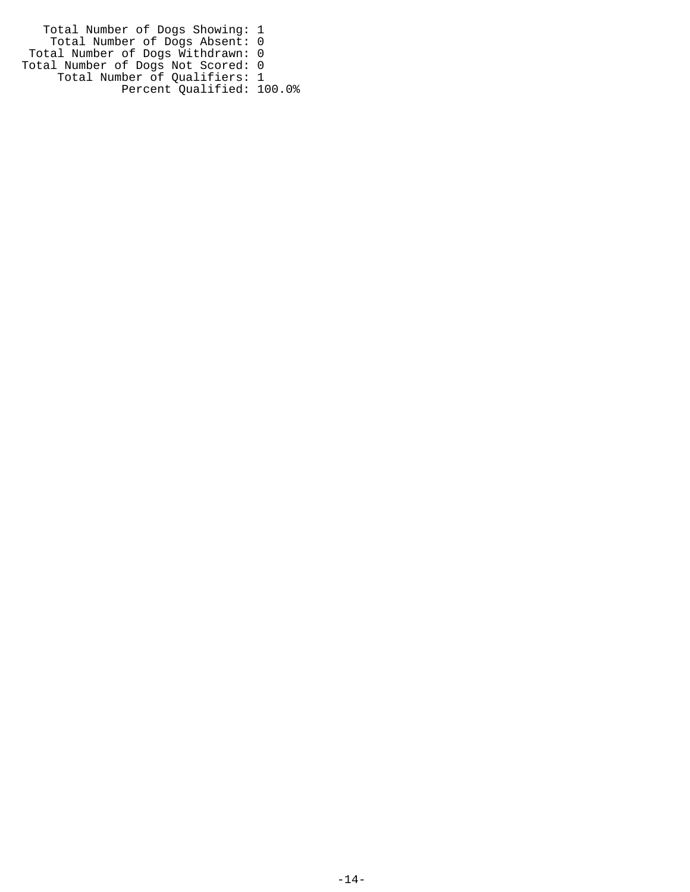Total Number of Dogs Showing: 1
Total Number of Dogs Absent: 0
Total Number of Dogs Withdrawn: 0
Total Number of Dogs Not Scored: 0
Total Number of Qualifiers: 1
Percent Qualified: 100.0%